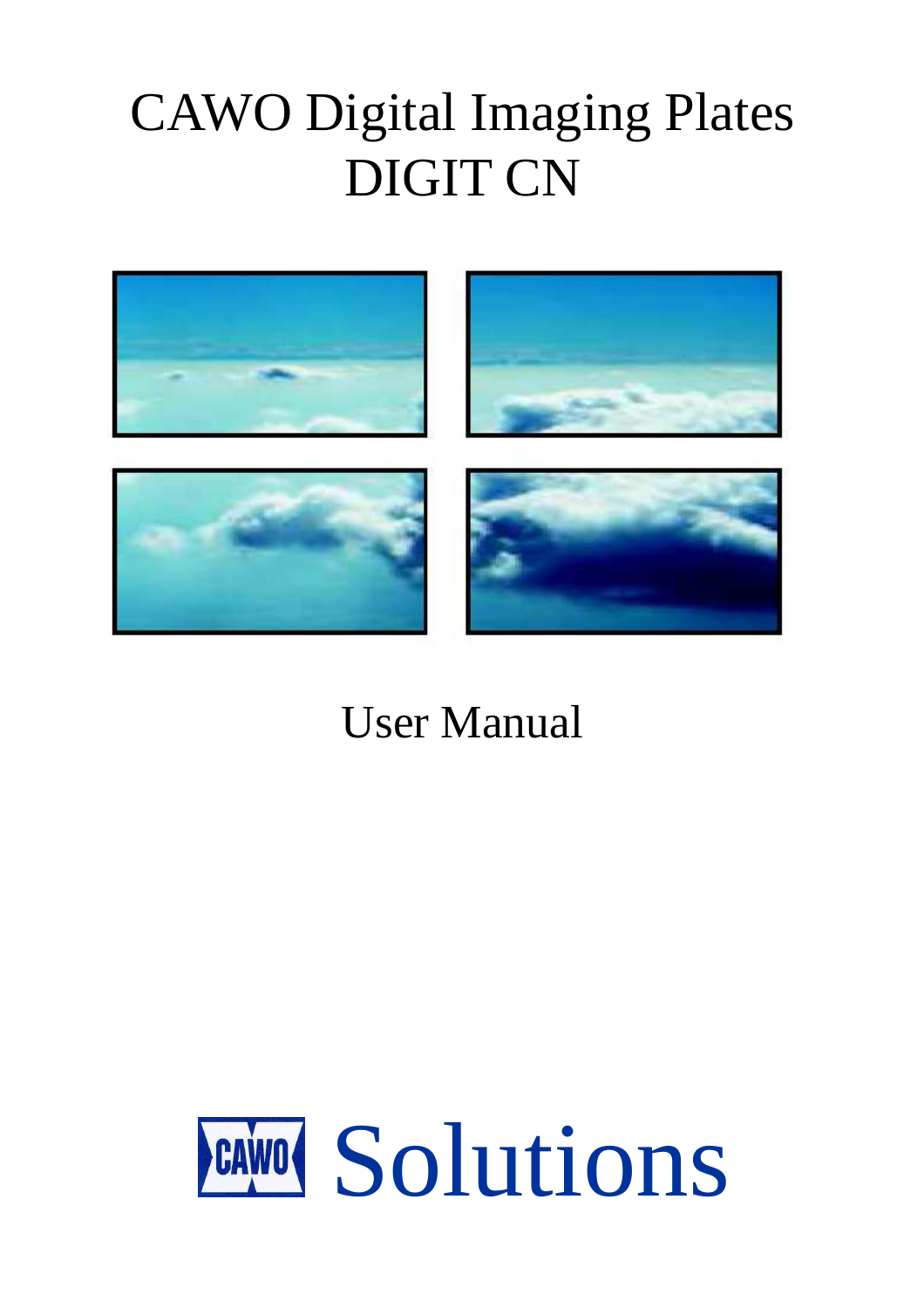# CAWO Digital Imaging Plates
# DIGIT CN

User Manual

CAWO Solutions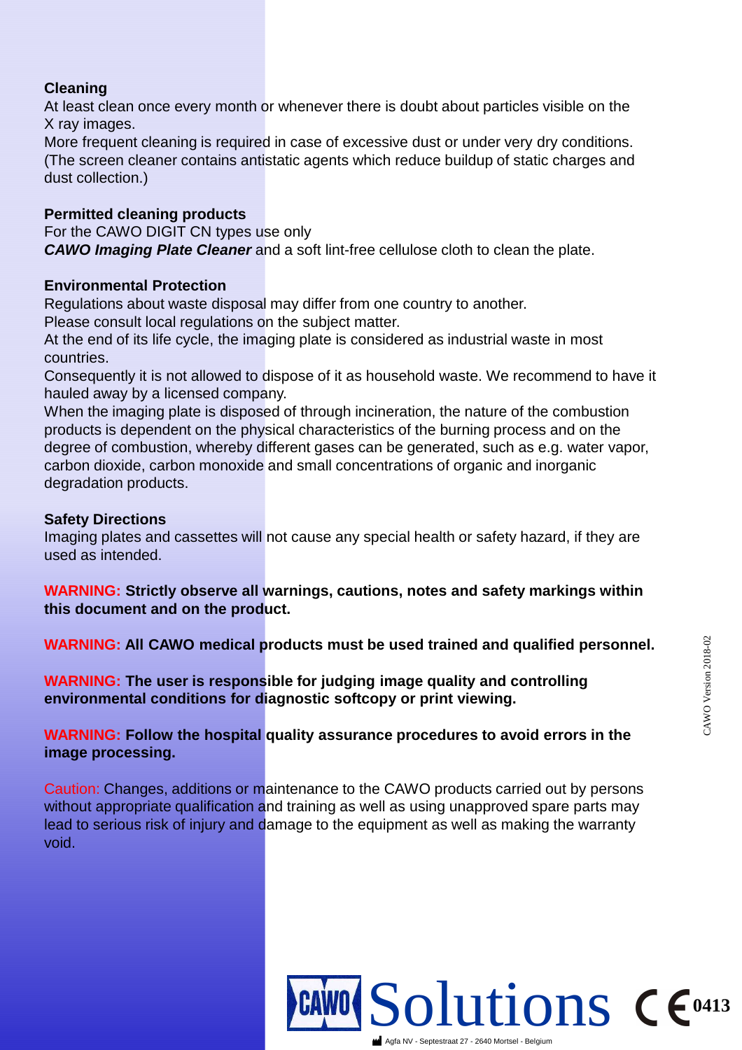**Cleaning**

At least clean once every month or whenever there is doubt about particles visible on the X ray images.

More frequent cleaning is required in case of excessive dust or under very dry conditions. (The screen cleaner contains antistatic agents which reduce buildup of static charges and dust collection.)

**Permitted cleaning products**

For the CAWO DIGIT CN types use only

***CAWO Imaging Plate Cleaner*** and a soft lint-free cellulose cloth to clean the plate.

**Environmental Protection**

Regulations about waste disposal may differ from one country to another.

Please consult local regulations on the subject matter.

At the end of its life cycle, the imaging plate is considered as industrial waste in most countries.

Consequently it is not allowed to dispose of it as household waste. We recommend to have it hauled away by a licensed company.

When the imaging plate is disposed of through incineration, the nature of the combustion products is dependent on the physical characteristics of the burning process and on the degree of combustion, whereby different gases can be generated, such as e.g. water vapor, carbon dioxide, carbon monoxide and small concentrations of organic and inorganic degradation products.

**Safety Directions**

Imaging plates and cassettes will not cause any special health or safety hazard, if they are used as intended.

**WARNING: Strictly observe all warnings, cautions, notes and safety markings within this document and on the product.**

**WARNING: All CAWO medical products must be used trained and qualified personnel.**

**WARNING: The user is responsible for judging image quality and controlling environmental conditions for diagnostic softcopy or print viewing.**

**WARNING: Follow the hospital quality assurance procedures to avoid errors in the image processing.**

Caution: Changes, additions or maintenance to the CAWO products carried out by persons without appropriate qualification and training as well as using unapproved spare parts may lead to serious risk of injury and damage to the equipment as well as making the warranty void.

CAWO Version 2018-02

CAWO Solutions CE 0413

Agfa NV - Septestraat 27 - 2640 Mortsel - Belgium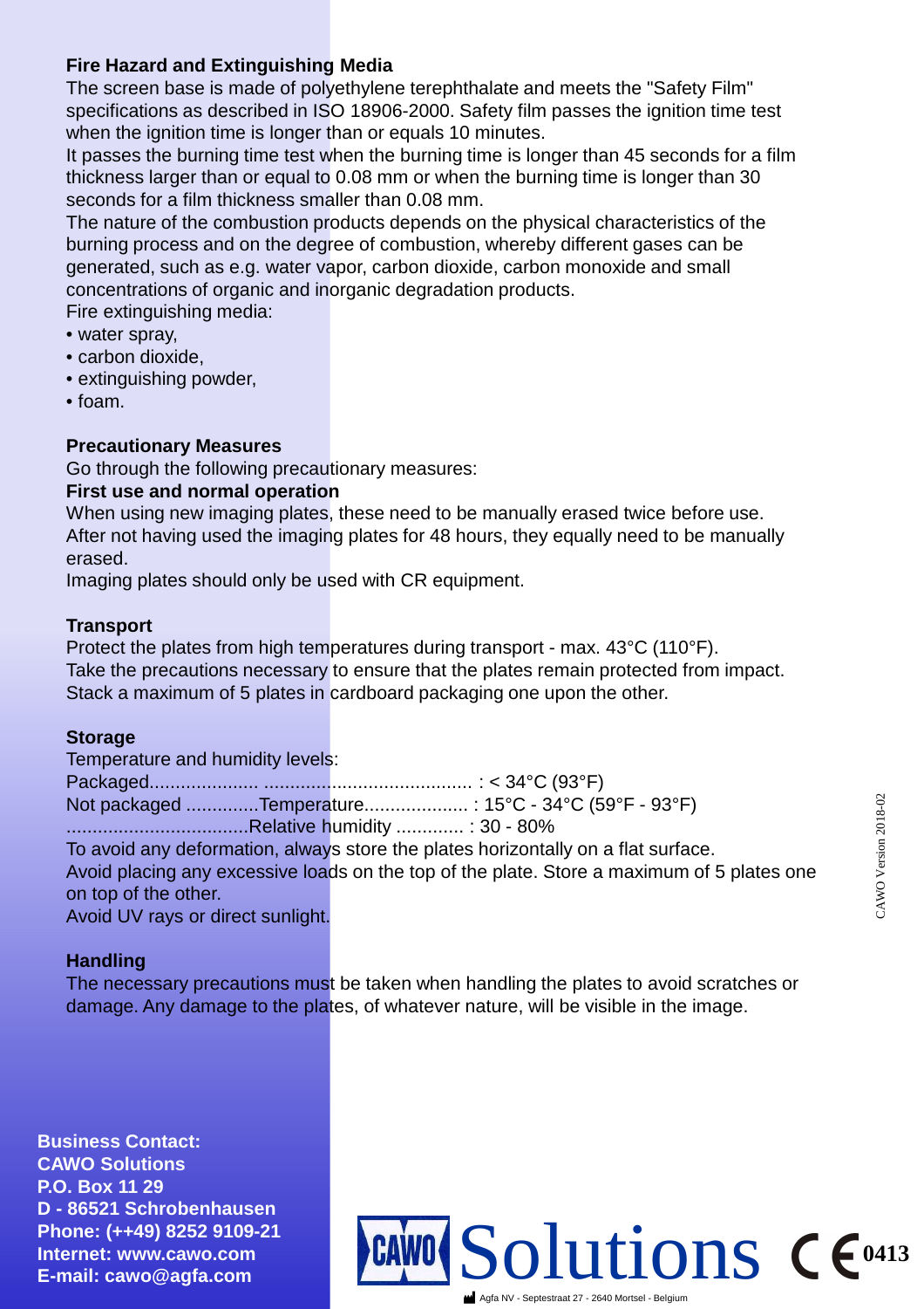### Fire Hazard and Extinguishing Media

The screen base is made of polyethylene terephthalate and meets the "Safety Film" specifications as described in ISO 18906-2000. Safety film passes the ignition time test when the ignition time is longer than or equals 10 minutes.

It passes the burning time test when the burning time is longer than 45 seconds for a film thickness larger than or equal to 0.08 mm or when the burning time is longer than 30 seconds for a film thickness smaller than 0.08 mm.

The nature of the combustion products depends on the physical characteristics of the burning process and on the degree of combustion, whereby different gases can be generated, such as e.g. water vapor, carbon dioxide, carbon monoxide and small concentrations of organic and inorganic degradation products.

Fire extinguishing media:

- water spray,
- carbon dioxide,
- extinguishing powder,
- foam.

### Precautionary Measures

Go through the following precautionary measures:

**First use and normal operation**

When using new imaging plates, these need to be manually erased twice before use. After not having used the imaging plates for 48 hours, they equally need to be manually erased.

Imaging plates should only be used with CR equipment.

### Transport

Protect the plates from high temperatures during transport - max. 43°C (110°F).
Take the precautions necessary to ensure that the plates remain protected from impact.
Stack a maximum of 5 plates in cardboard packaging one upon the other.

### Storage

Temperature and humidity levels:

Packaged.................... ....................................... : < 34°C (93°F)
Not packaged .............Temperature................... : 15°C - 34°C (59°F - 93°F)
...................................Relative humidity ............ : 30 - 80%

To avoid any deformation, always store the plates horizontally on a flat surface.
Avoid placing any excessive loads on the top of the plate. Store a maximum of 5 plates one on top of the other.
Avoid UV rays or direct sunlight.

### Handling

The necessary precautions must be taken when handling the plates to avoid scratches or damage. Any damage to the plates, of whatever nature, will be visible in the image.

CAWO Version 2018-02

**Business Contact:**
**CAWO Solutions**
**P.O. Box 11 29**
**D - 86521 Schrobenhausen**
**Phone: (++49) 8252 9109-21**
**Internet: www.cawo.com**
**E-mail: cawo@agfa.com**

CAWO Solutions CE 0413

Agfa NV - Septestraat 27 - 2640 Mortsel - Belgium